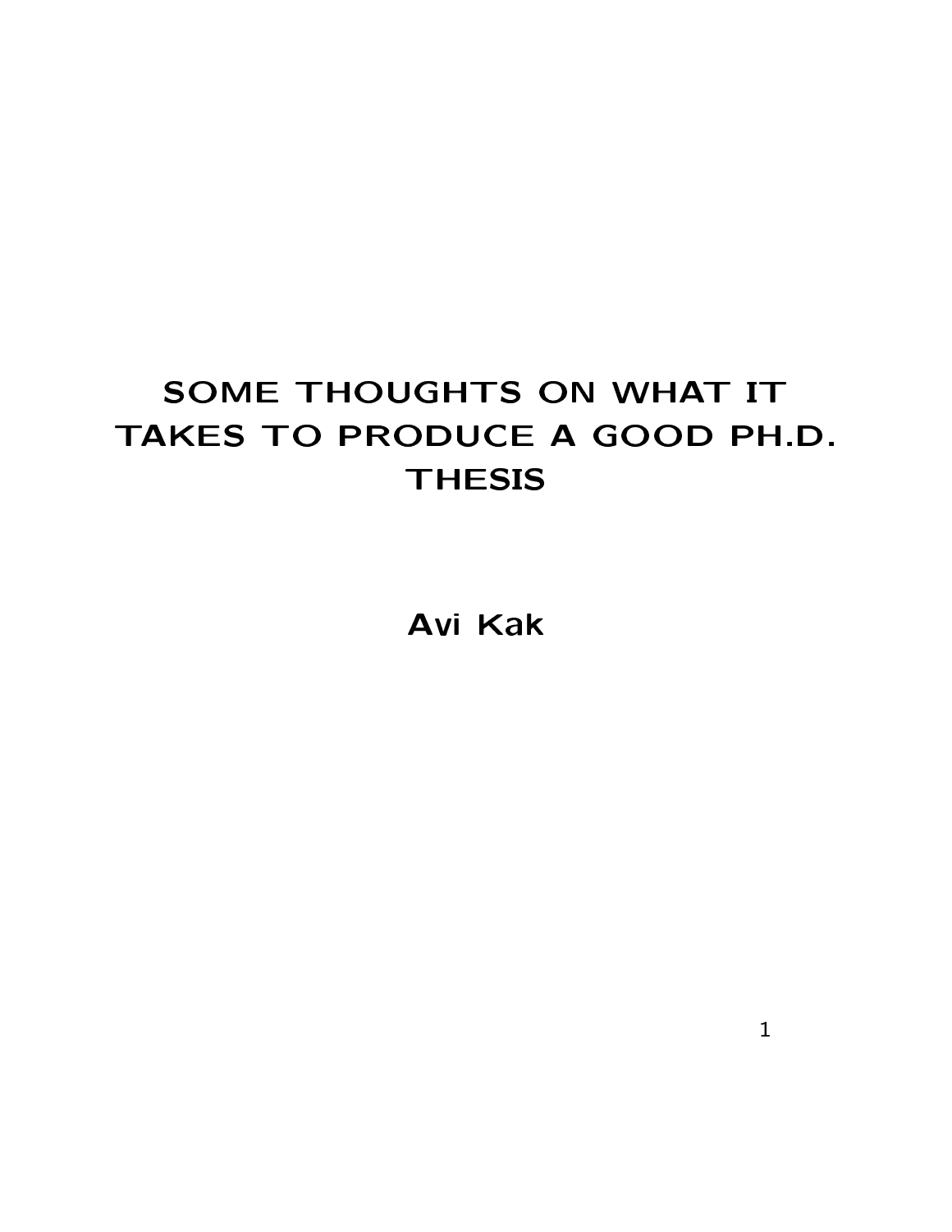# SOME THOUGHTS ON WHAT IT TAKES TO PRODUCE A GOOD PH.D. THESIS

**Avi Kak**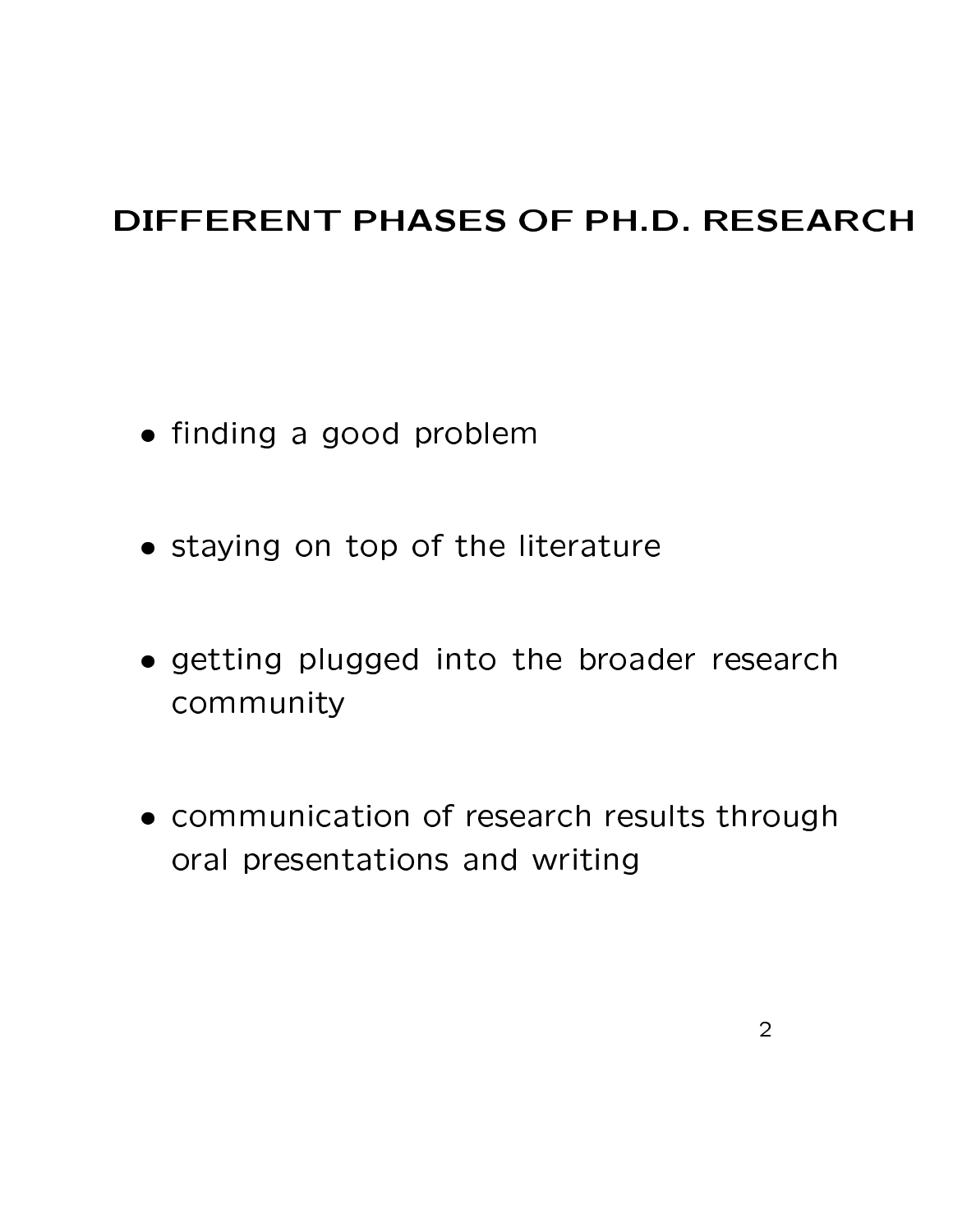# DIFFERENT PHASES OF PH.D. RESEARCH

- finding a good problem
- staying on top of the literature
- getting plugged into the broader research community
- communication of research results through oral presentations and writing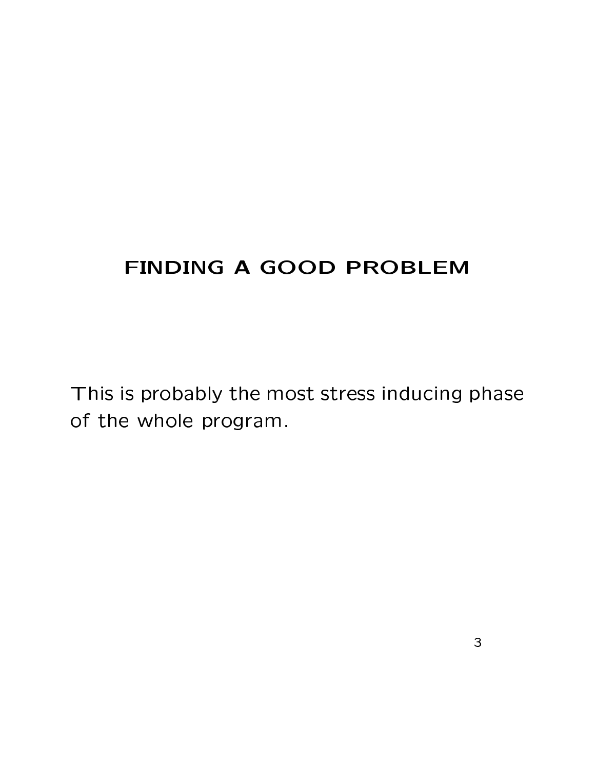# FINDING A GOOD PROBLEM

This is probably the most stress inducing phase of the whole program.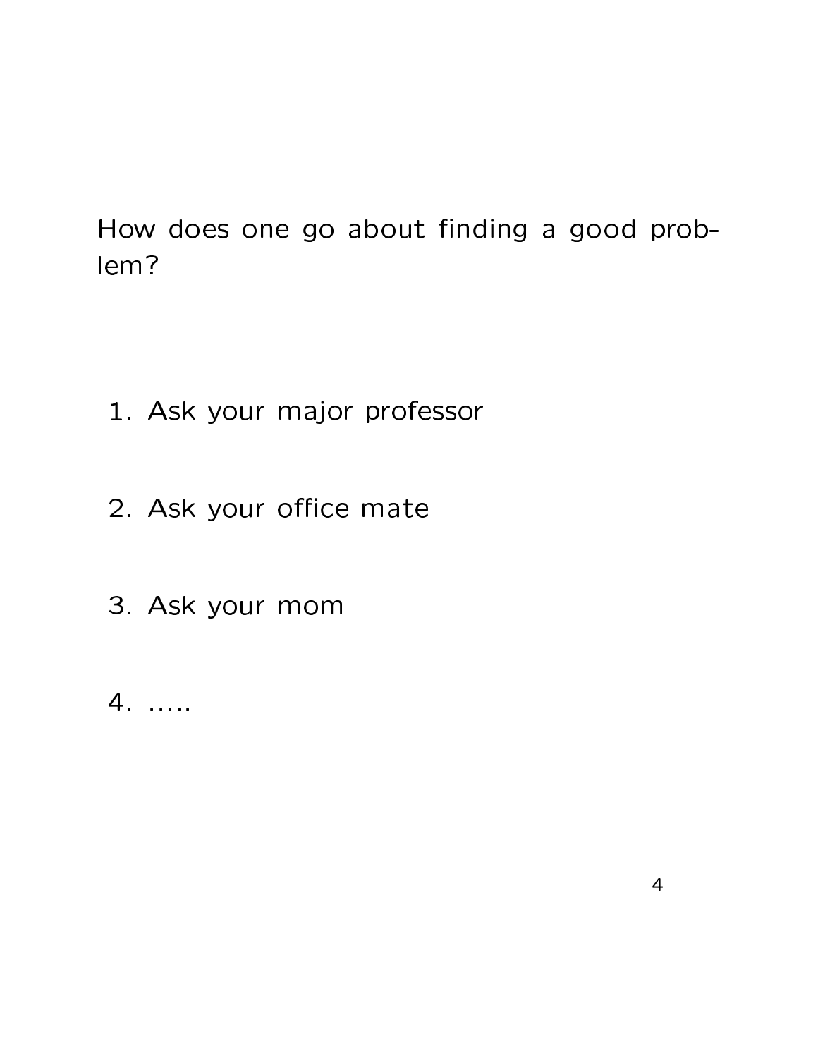How does one go about finding a good problem?

1. Ask your major professor

2. Ask your office mate

3. Ask your mom

4. .....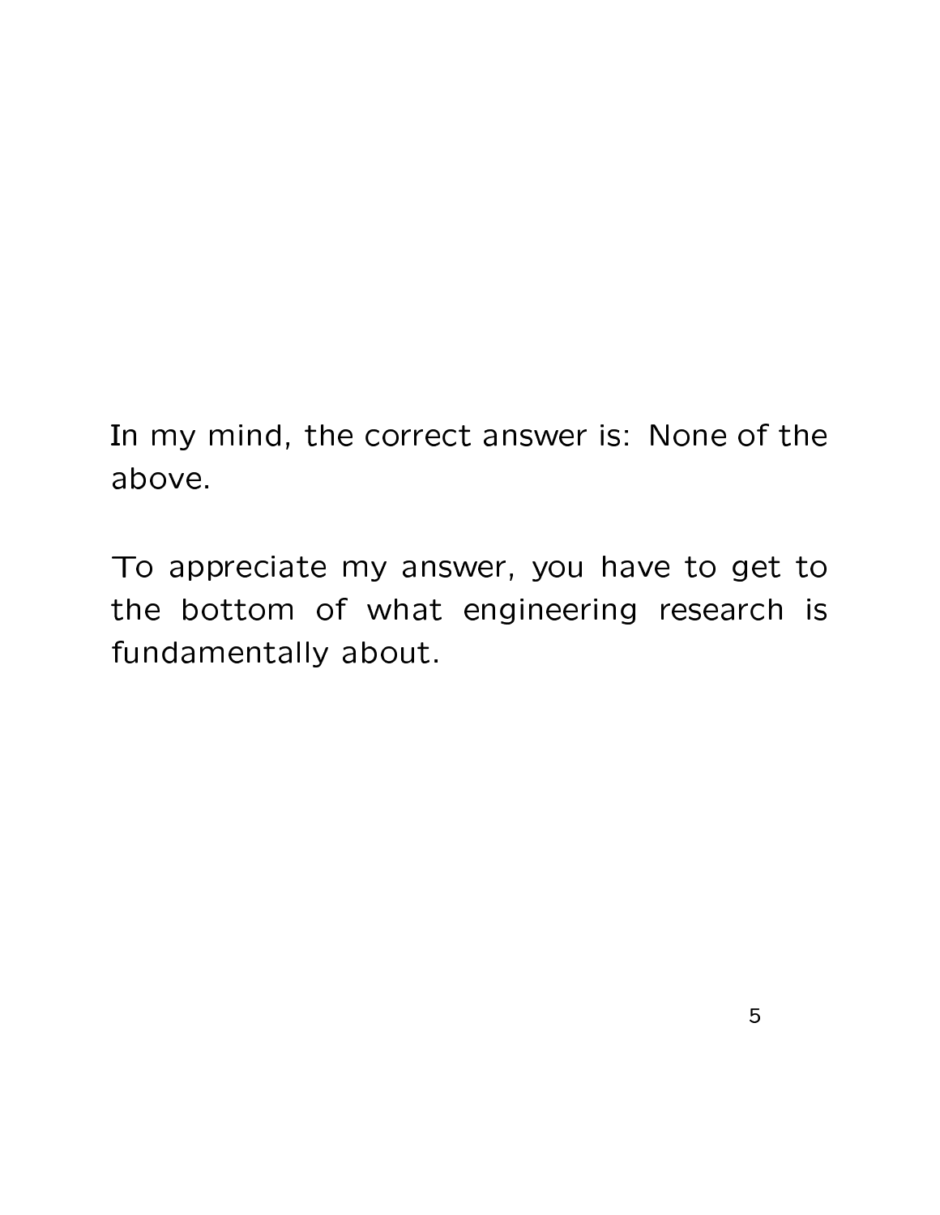In my mind, the correct answer is: None of the above.

To appreciate my answer, you have to get to the bottom of what engineering research is fundamentally about.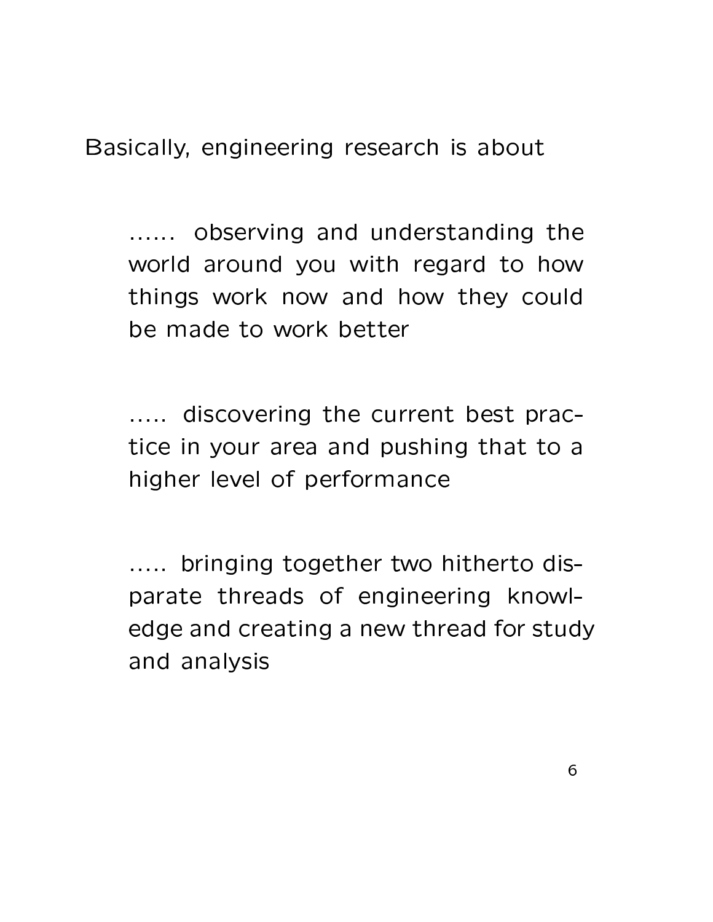Basically, engineering research is about

...... observing and understanding the world around you with regard to how things work now and how they could be made to work better

..... discovering the current best practice in your area and pushing that to a higher level of performance

..... bringing together two hitherto disparate threads of engineering knowledge and creating a new thread for study and analysis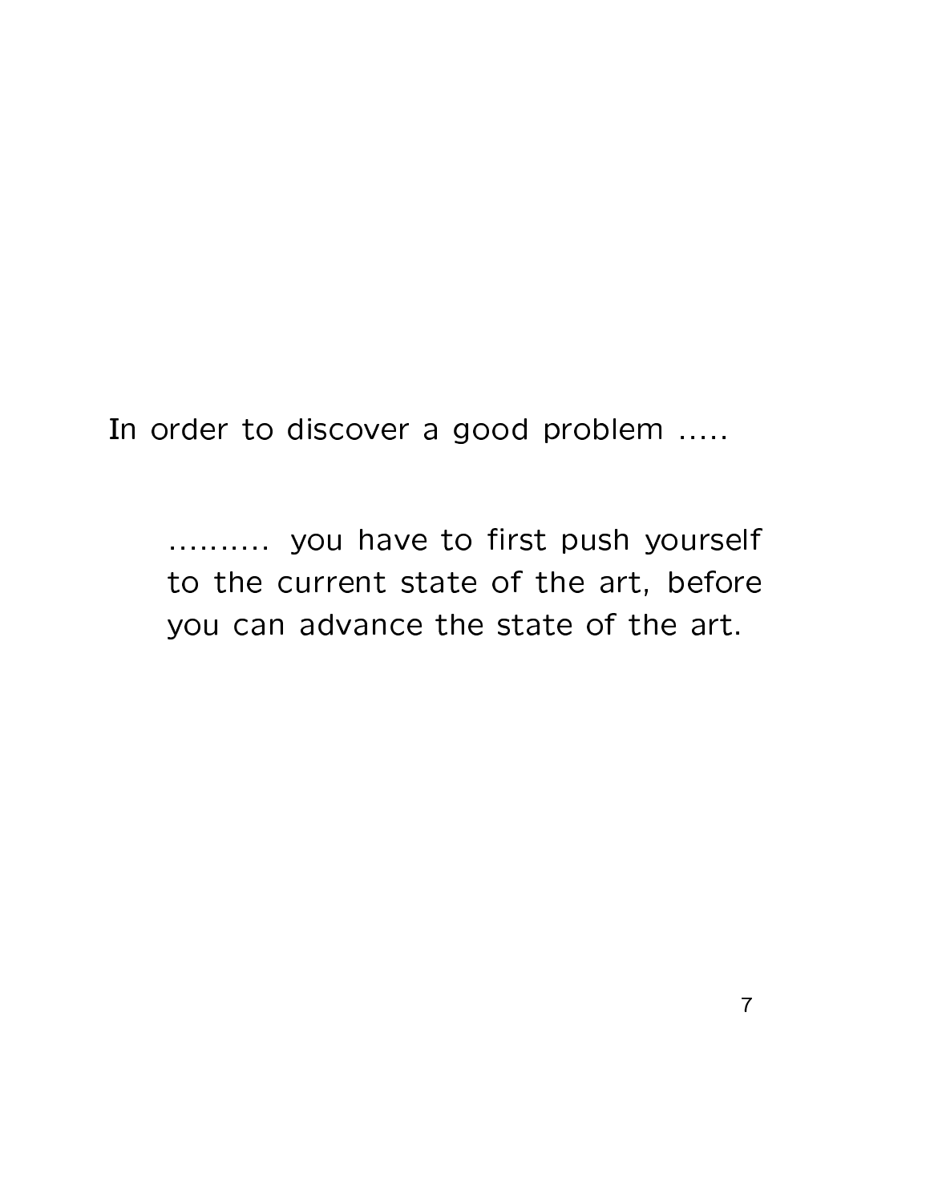In order to discover a good problem .....

> .......... you have to first push yourself to the current state of the art, before you can advance the state of the art.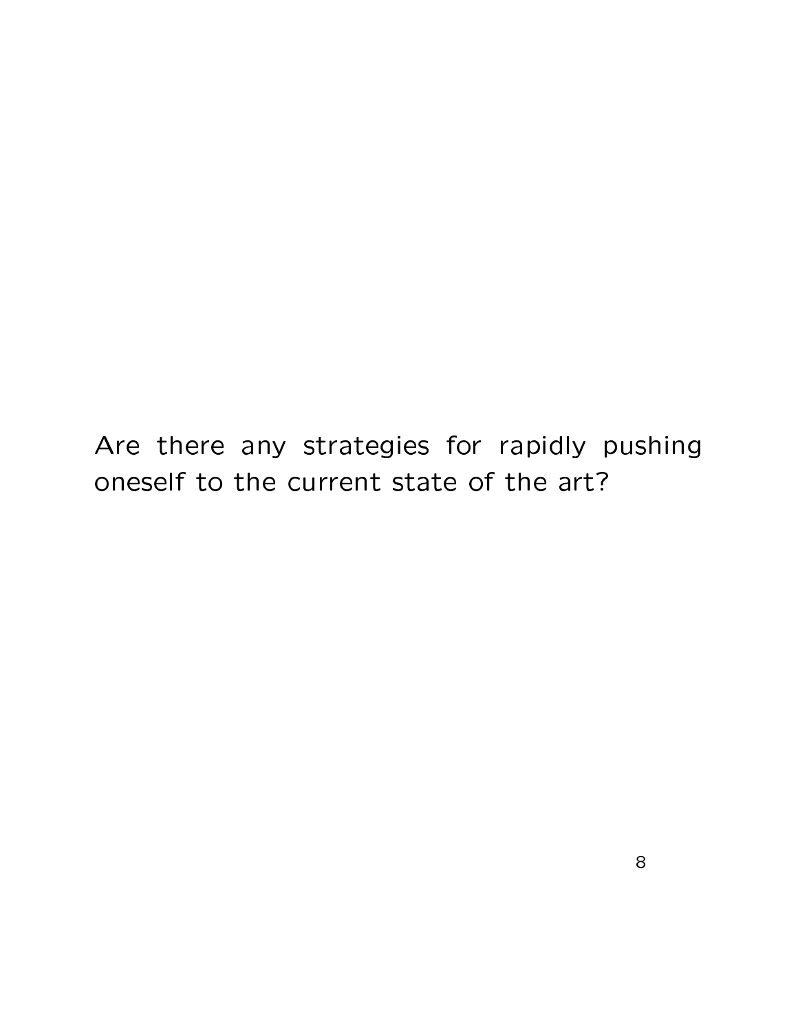Are there any strategies for rapidly pushing oneself to the current state of the art?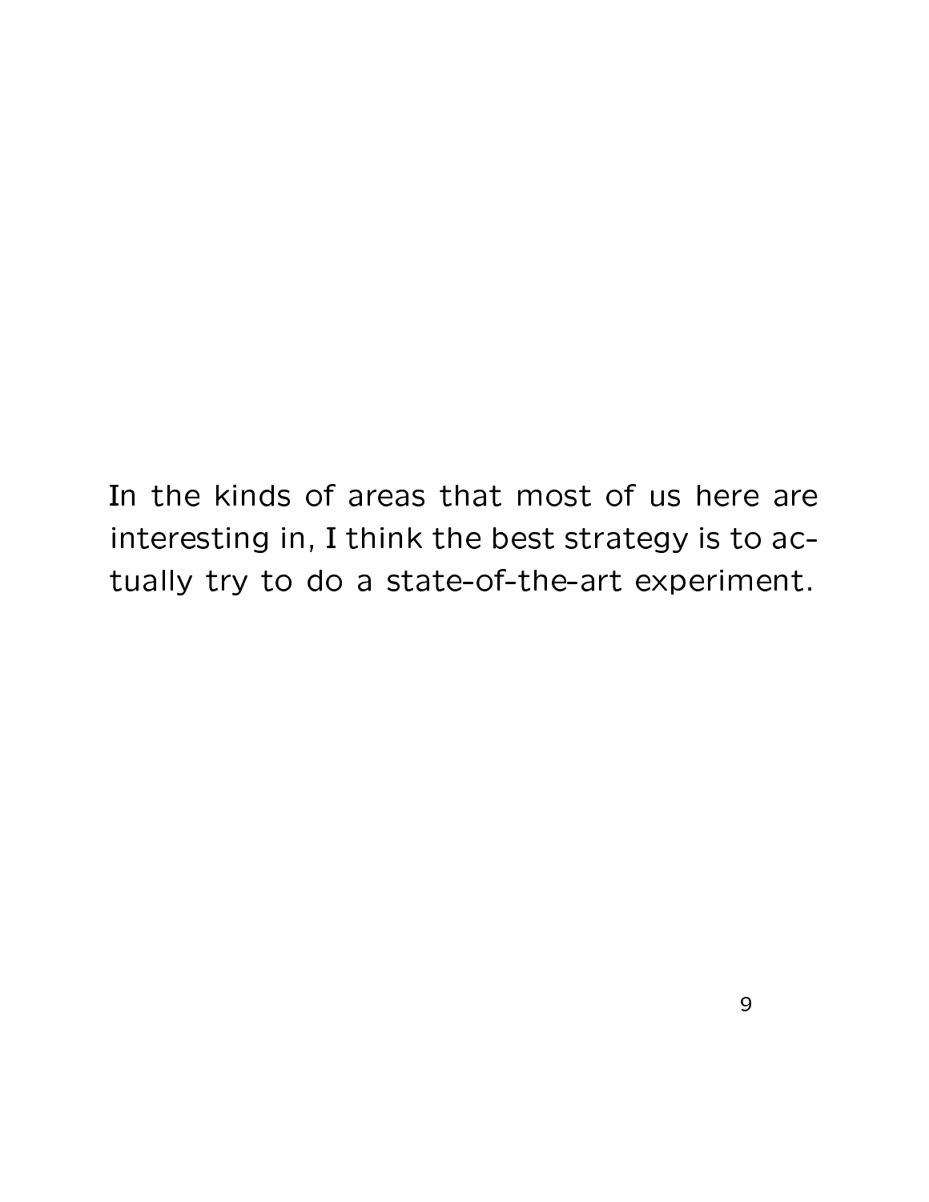In the kinds of areas that most of us here are interesting in, I think the best strategy is to actually try to do a state-of-the-art experiment.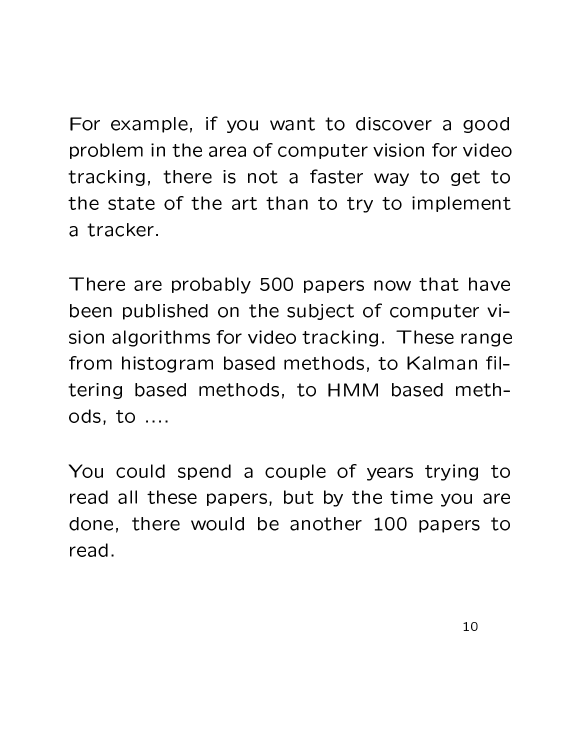For example, if you want to discover a good problem in the area of computer vision for video tracking, there is not a faster way to get to the state of the art than to try to implement a tracker.

There are probably 500 papers now that have been published on the subject of computer vision algorithms for video tracking. These range from histogram based methods, to Kalman filtering based methods, to HMM based methods, to ....

You could spend a couple of years trying to read all these papers, but by the time you are done, there would be another 100 papers to read.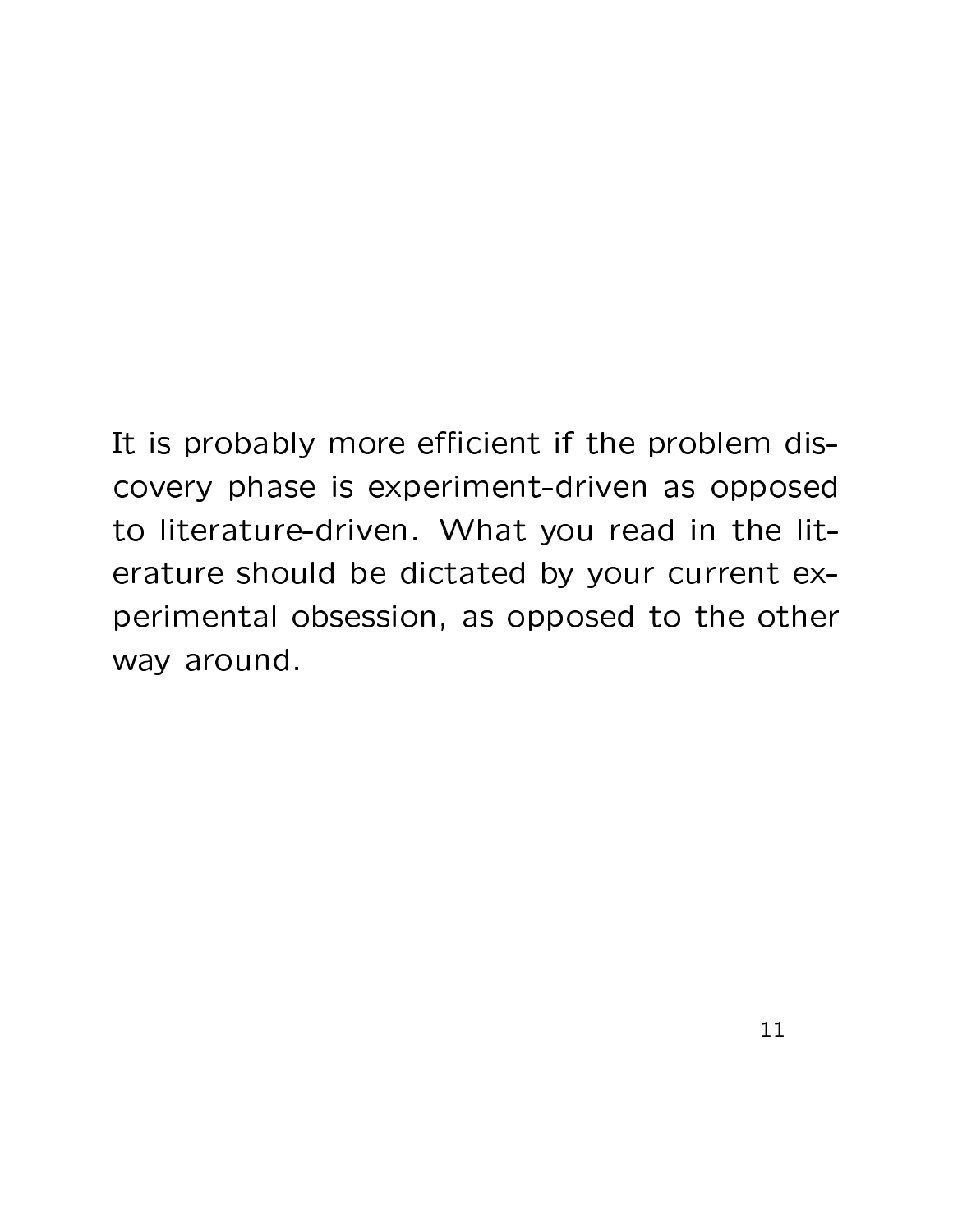It is probably more efficient if the problem discovery phase is experiment-driven as opposed to literature-driven. What you read in the literature should be dictated by your current experimental obsession, as opposed to the other way around.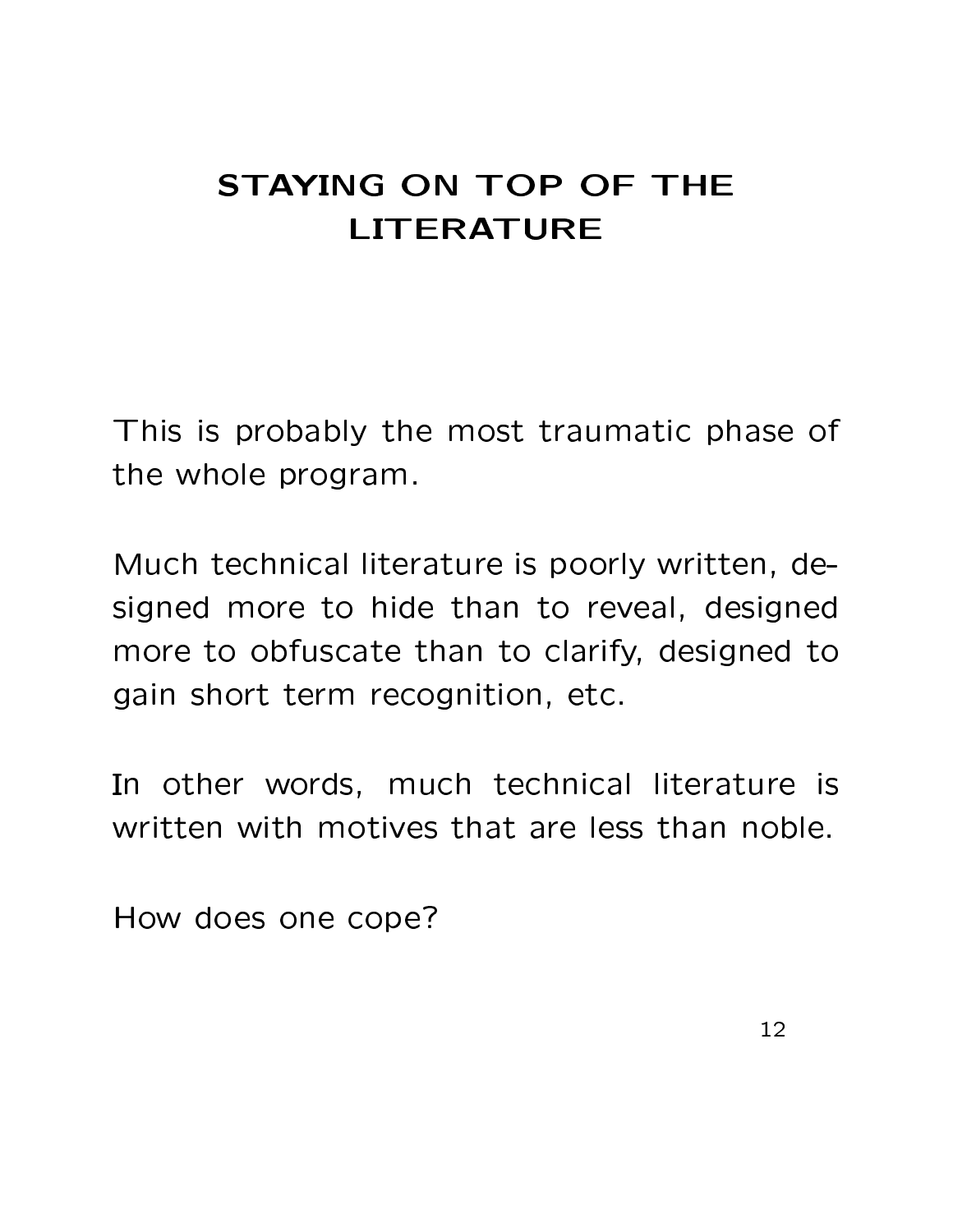# STAYING ON TOP OF THE LITERATURE

This is probably the most traumatic phase of the whole program.

Much technical literature is poorly written, designed more to hide than to reveal, designed more to obfuscate than to clarify, designed to gain short term recognition, etc.

In other words, much technical literature is written with motives that are less than noble.

How does one cope?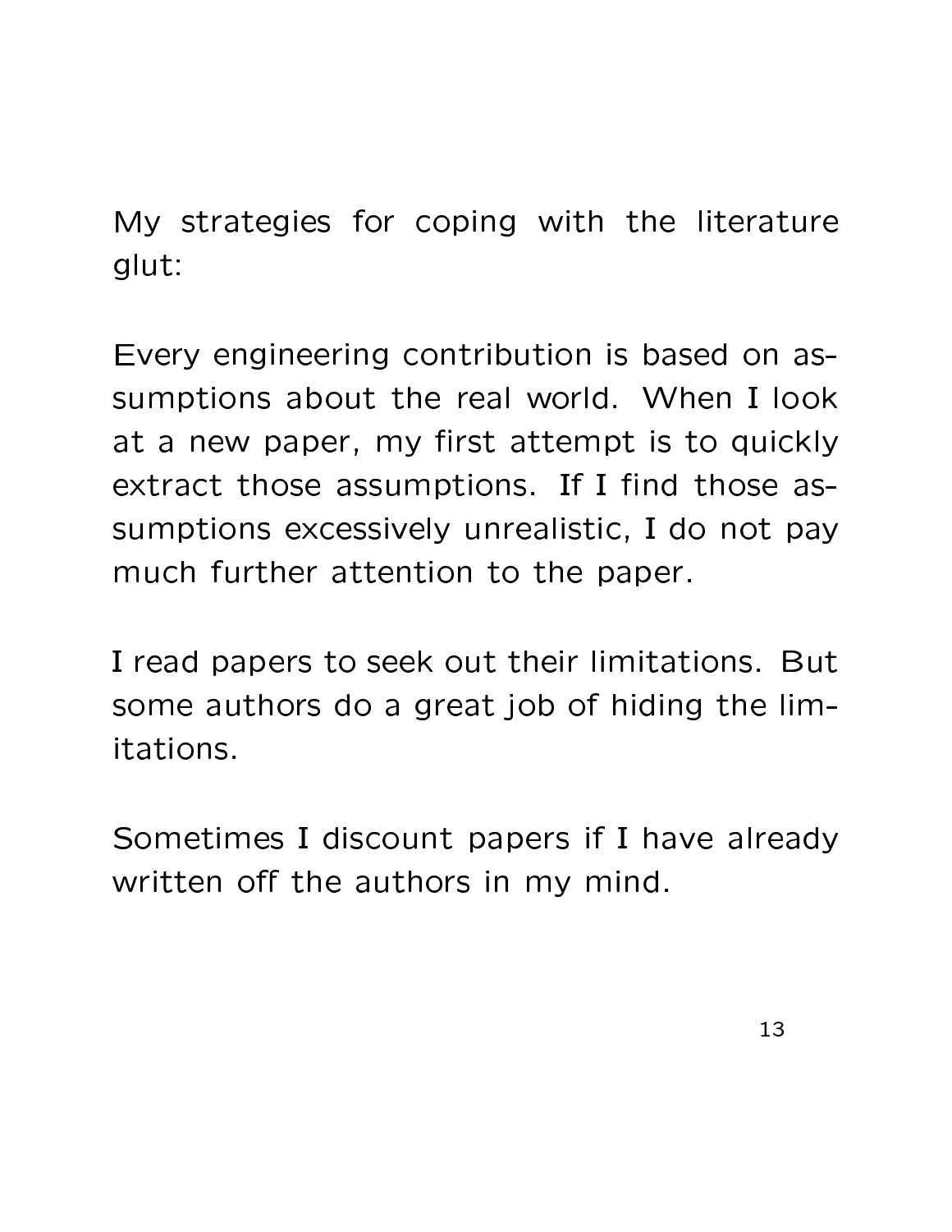My strategies for coping with the literature glut:

Every engineering contribution is based on assumptions about the real world. When I look at a new paper, my first attempt is to quickly extract those assumptions. If I find those assumptions excessively unrealistic, I do not pay much further attention to the paper.

I read papers to seek out their limitations. But some authors do a great job of hiding the limitations.

Sometimes I discount papers if I have already written off the authors in my mind.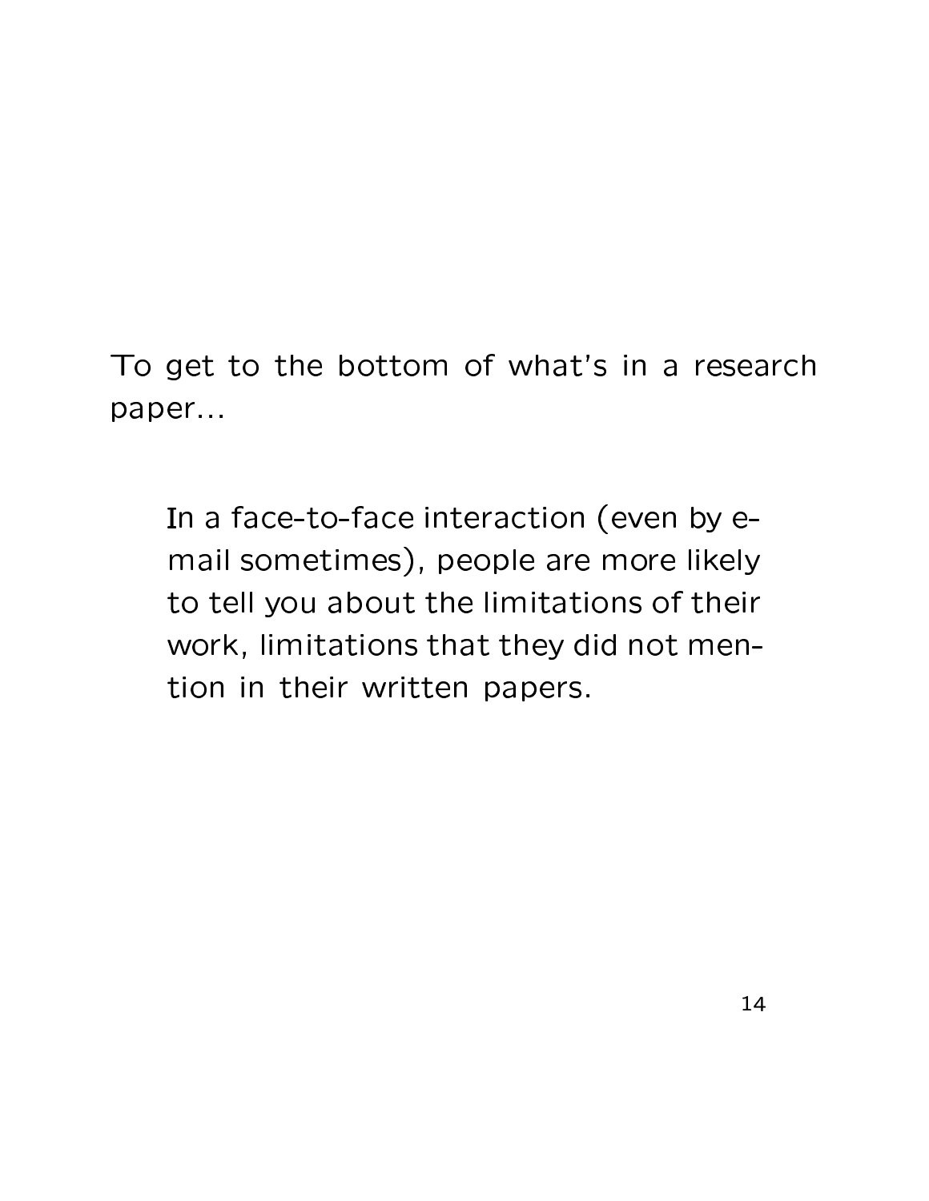To get to the bottom of what's in a research paper...

> In a face-to-face interaction (even by e-mail sometimes), people are more likely to tell you about the limitations of their work, limitations that they did not mention in their written papers.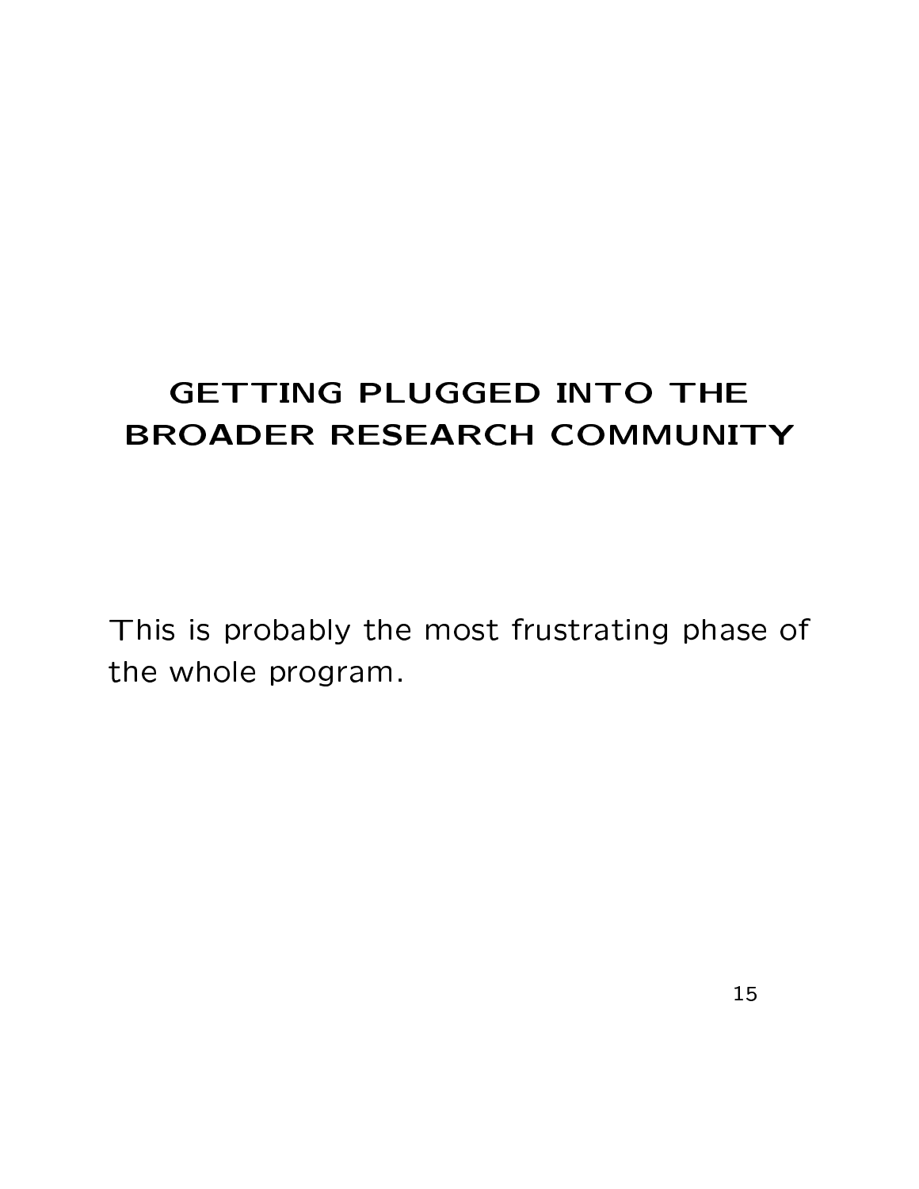# GETTING PLUGGED INTO THE BROADER RESEARCH COMMUNITY

This is probably the most frustrating phase of the whole program.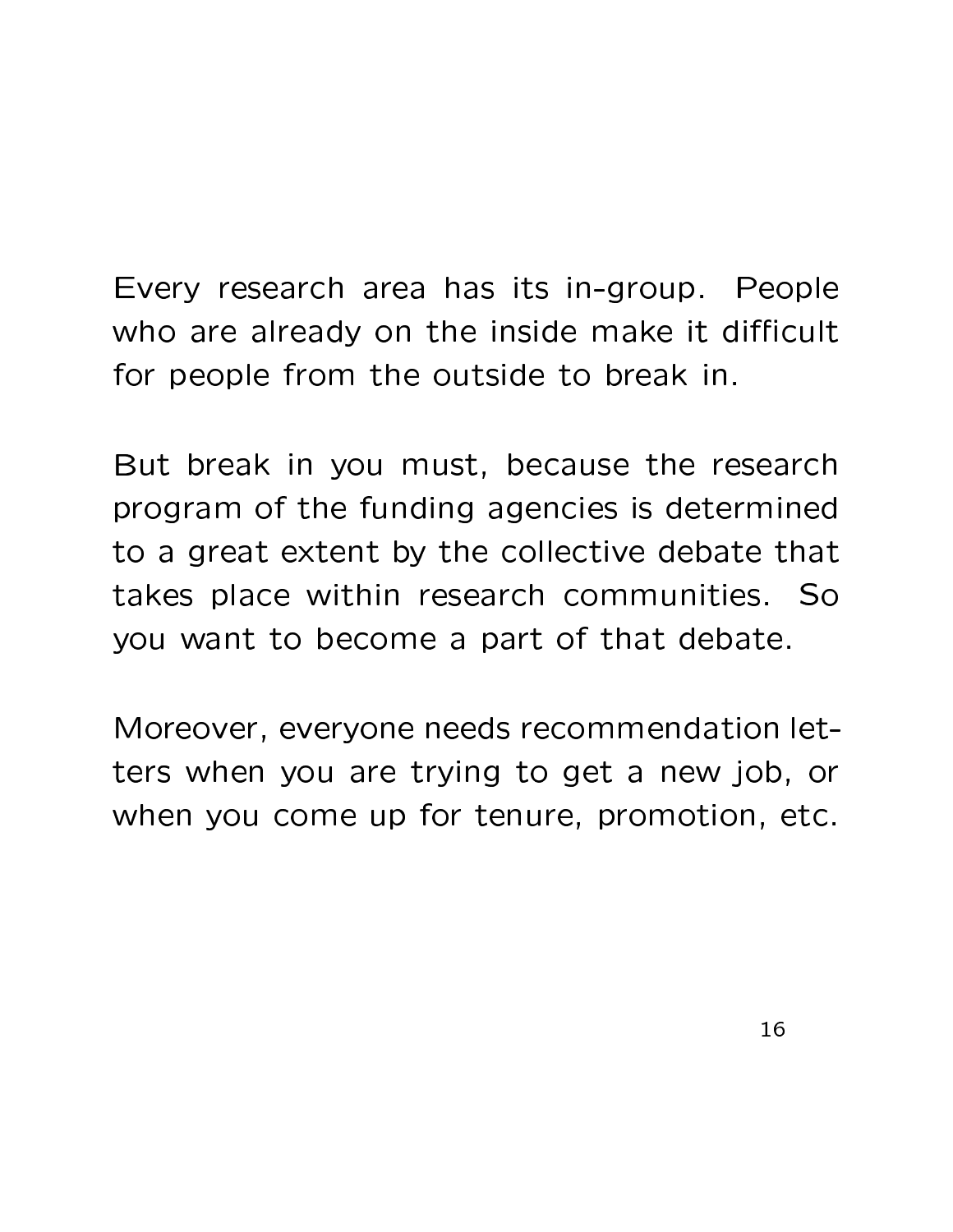Every research area has its in-group. People who are already on the inside make it difficult for people from the outside to break in.

But break in you must, because the research program of the funding agencies is determined to a great extent by the collective debate that takes place within research communities. So you want to become a part of that debate.

Moreover, everyone needs recommendation letters when you are trying to get a new job, or when you come up for tenure, promotion, etc.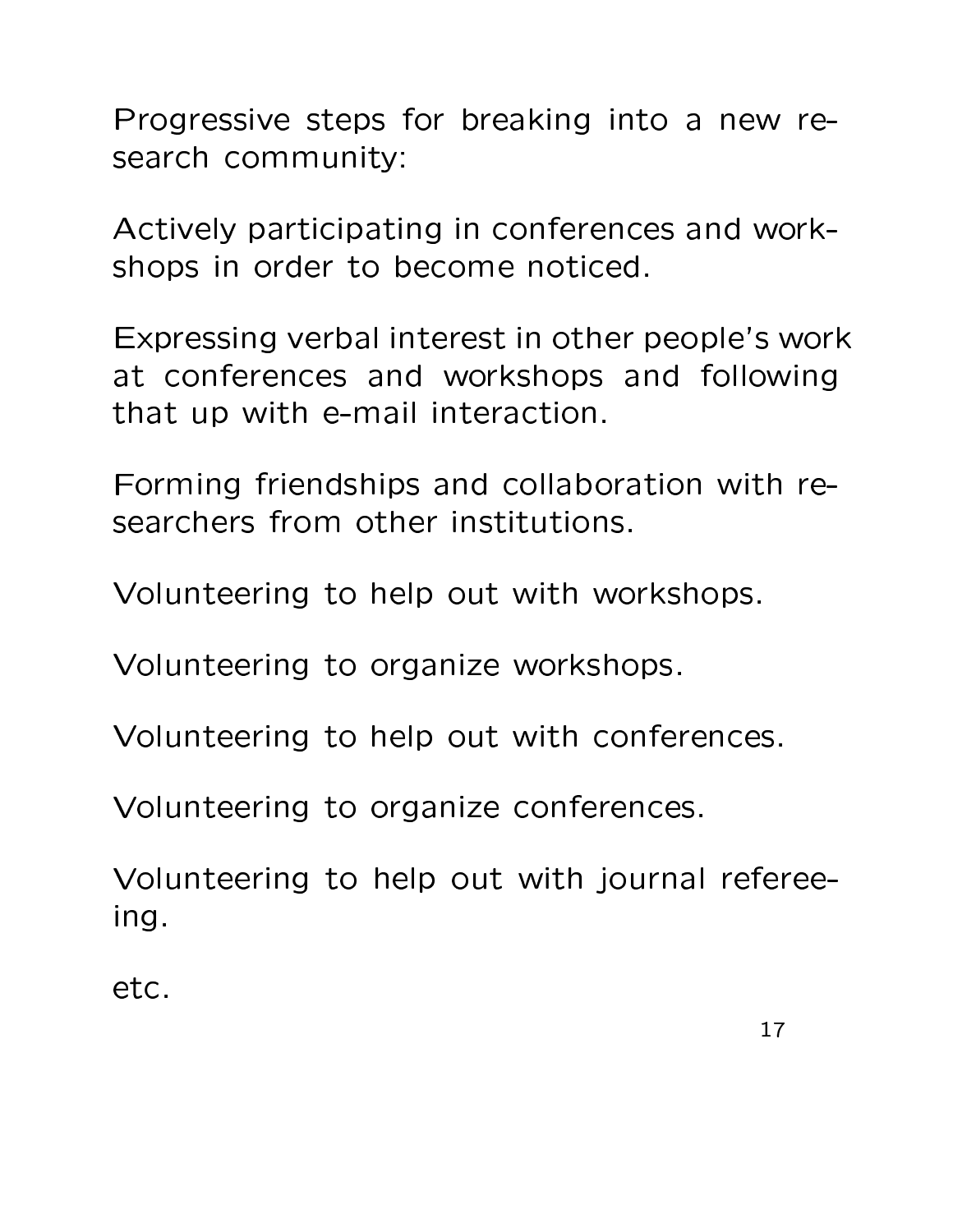Progressive steps for breaking into a new research community:

Actively participating in conferences and workshops in order to become noticed.

Expressing verbal interest in other people's work at conferences and workshops and following that up with e-mail interaction.

Forming friendships and collaboration with researchers from other institutions.

Volunteering to help out with workshops.

Volunteering to organize workshops.

Volunteering to help out with conferences.

Volunteering to organize conferences.

Volunteering to help out with journal refereeing.

etc.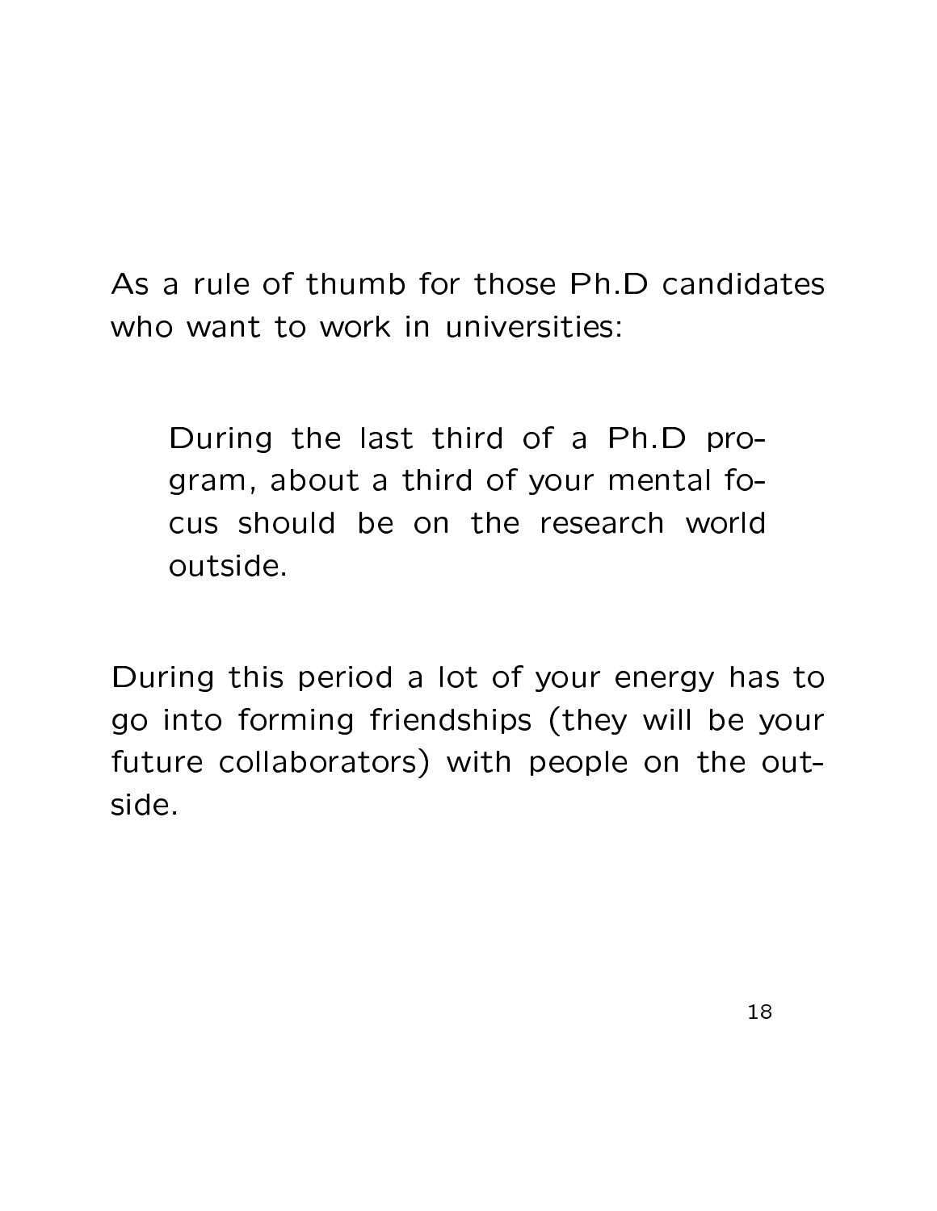As a rule of thumb for those Ph.D candidates who want to work in universities:

> During the last third of a Ph.D program, about a third of your mental focus should be on the research world outside.

During this period a lot of your energy has to go into forming friendships (they will be your future collaborators) with people on the outside.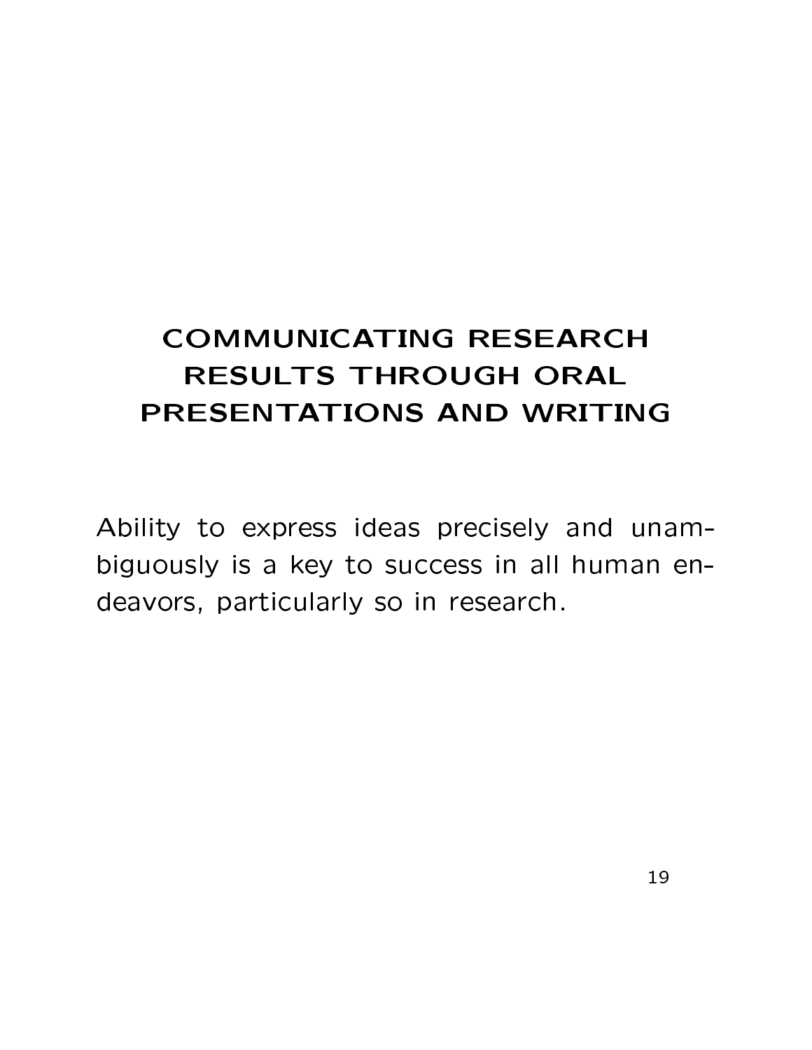# COMMUNICATING RESEARCH RESULTS THROUGH ORAL PRESENTATIONS AND WRITING

Ability to express ideas precisely and unambiguously is a key to success in all human endeavors, particularly so in research.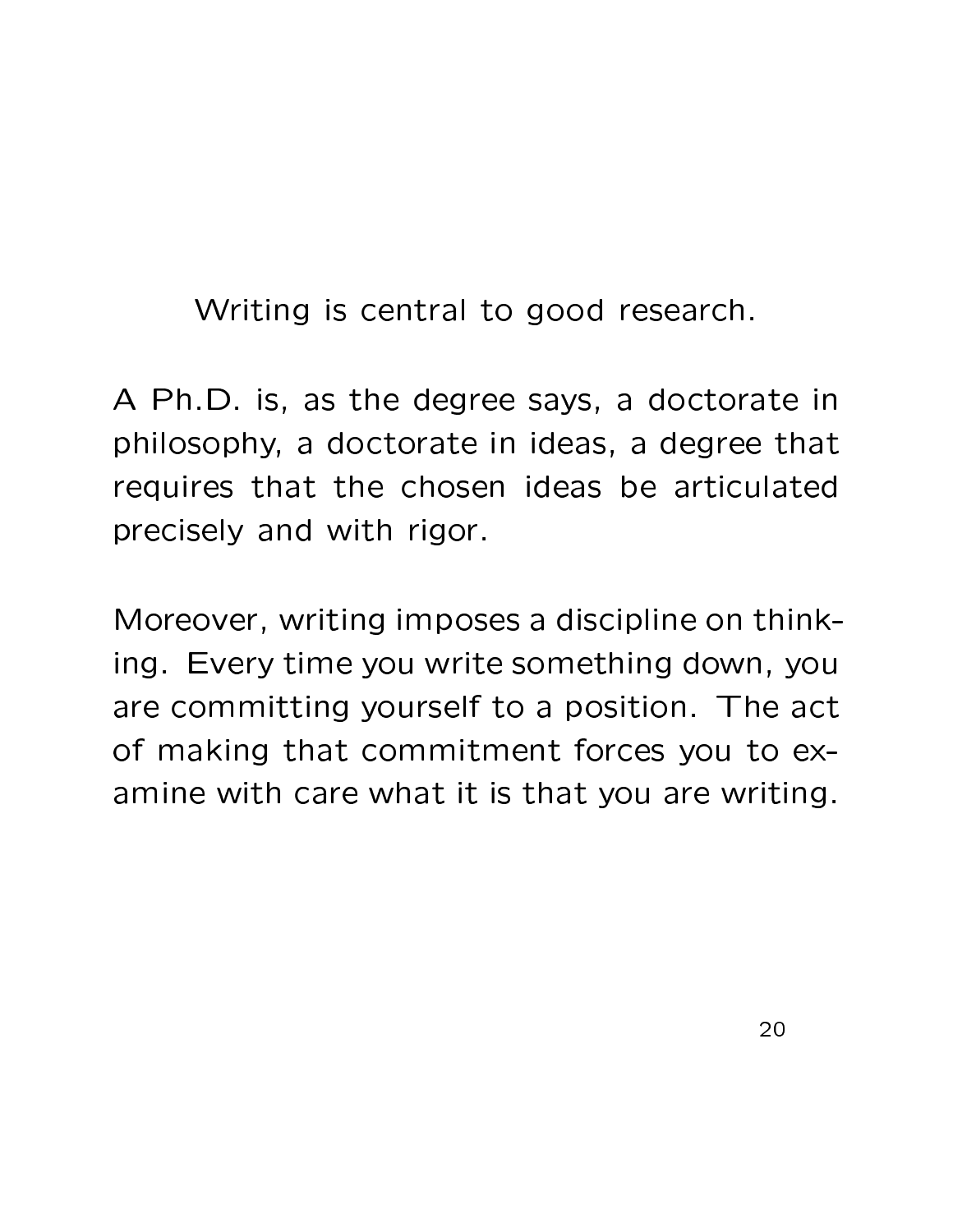Writing is central to good research.

A Ph.D. is, as the degree says, a doctorate in philosophy, a doctorate in ideas, a degree that requires that the chosen ideas be articulated precisely and with rigor.

Moreover, writing imposes a discipline on thinking. Every time you write something down, you are committing yourself to a position. The act of making that commitment forces you to examine with care what it is that you are writing.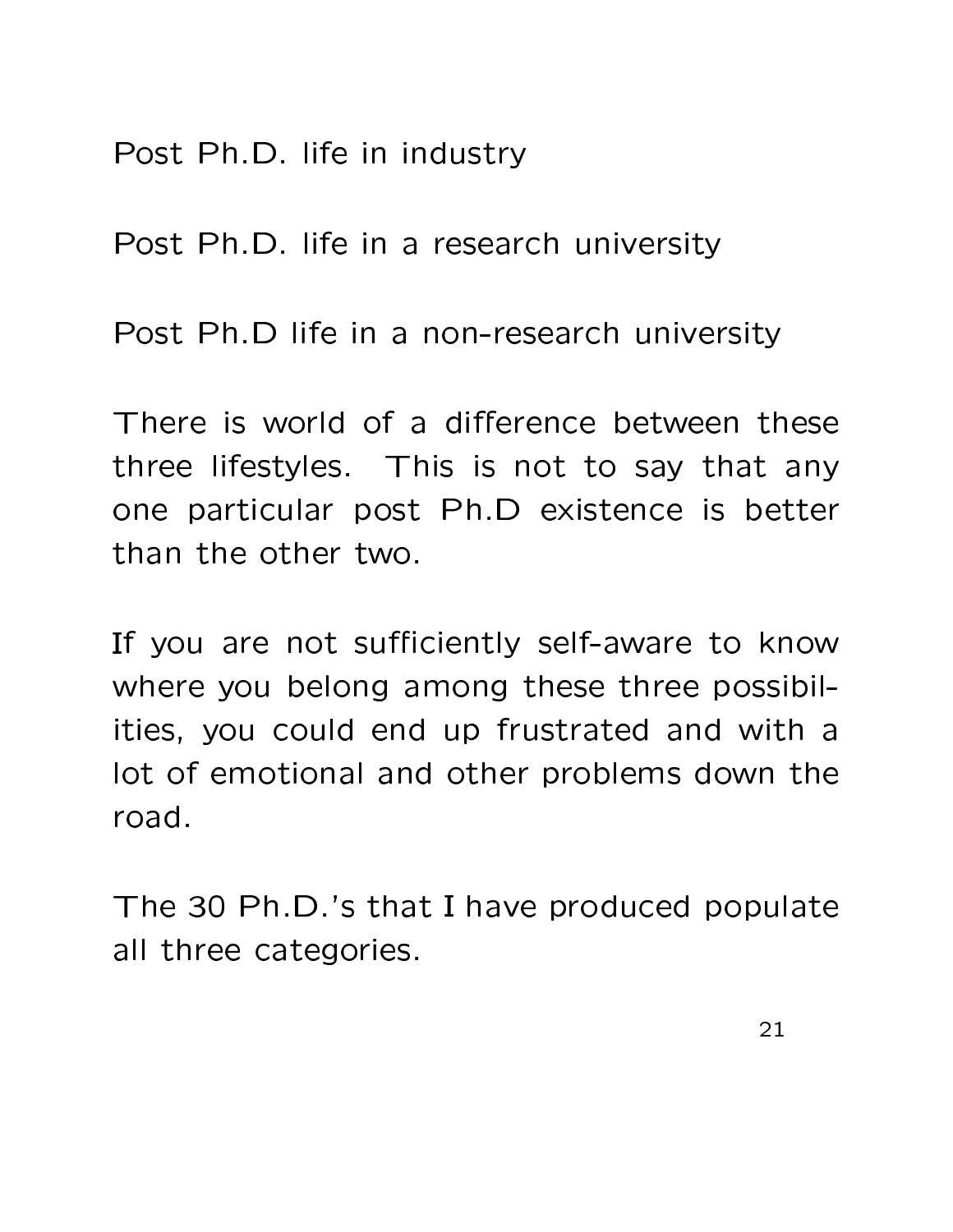Post Ph.D. life in industry

Post Ph.D. life in a research university

Post Ph.D life in a non-research university

There is world of a difference between these three lifestyles. This is not to say that any one particular post Ph.D existence is better than the other two.

If you are not sufficiently self-aware to know where you belong among these three possibilities, you could end up frustrated and with a lot of emotional and other problems down the road.

The 30 Ph.D.'s that I have produced populate all three categories.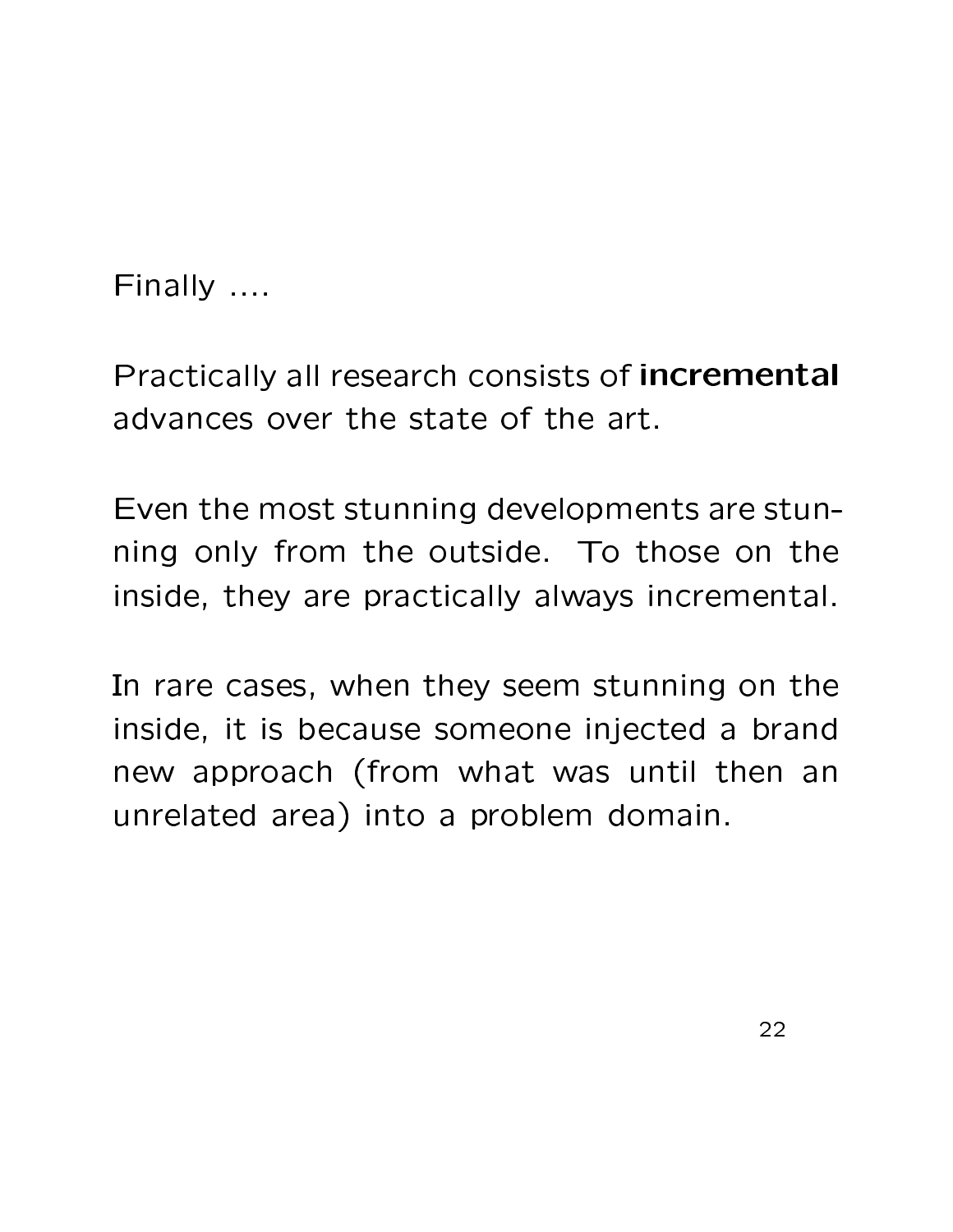Finally ....

Practically all research consists of **incremental** advances over the state of the art.

Even the most stunning developments are stunning only from the outside. To those on the inside, they are practically always incremental.

In rare cases, when they seem stunning on the inside, it is because someone injected a brand new approach (from what was until then an unrelated area) into a problem domain.